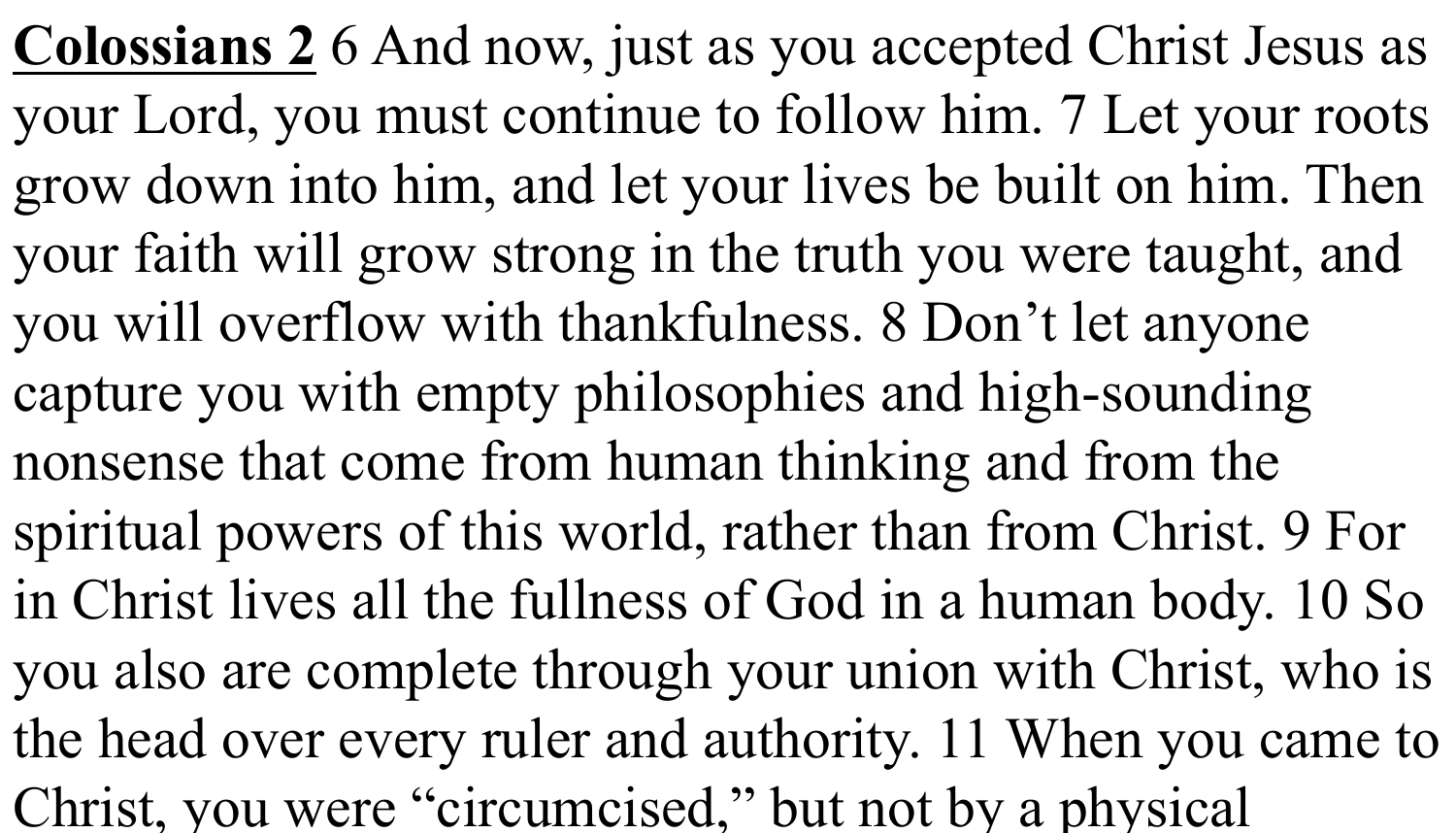**<u>Colossians 2</u>** 6 And now, just as you accepted Christ Jesus as your Lord, you must continue to follow him. 7 Let your roots grow down into him, and let your lives be built on him. Then your faith will grow strong in the truth you were taught, and you will overflow with thankfulness. 8 Don't let anyone capture you with empty philosophies and high-sounding nonsense that come from human thinking and from the spiritual powers of this world, rather than from Christ. 9 For in Christ lives all the fullness of God in a human body. 10 So you also are complete through your union with Christ, who is the head over every ruler and authority. 11 When you came to Christ, you were "circumcised," but not by a physical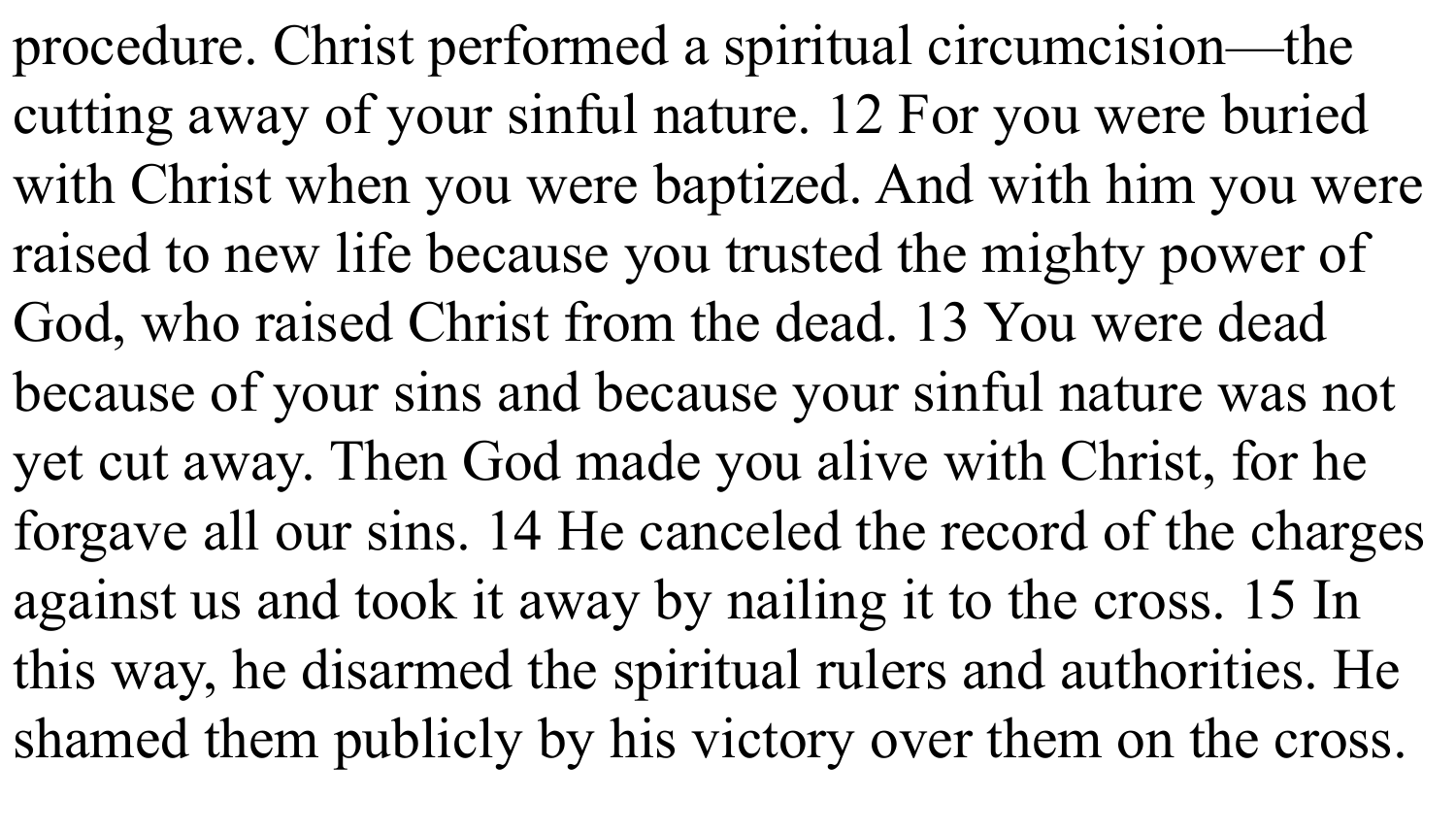procedure. Christ performed a spiritual circumcision—the cutting away of your sinful nature. 12 For you were buried with Christ when you were baptized. And with him you were raised to new life because you trusted the mighty power of God, who raised Christ from the dead. 13 You were dead because of your sins and because your sinful nature was not yet cut away. Then God made you alive with Christ, for he forgave all our sins. 14 He canceled the record of the charges against us and took it away by nailing it to the cross. 15 In this way, he disarmed the spiritual rulers and authorities. He shamed them publicly by his victory over them on the cross.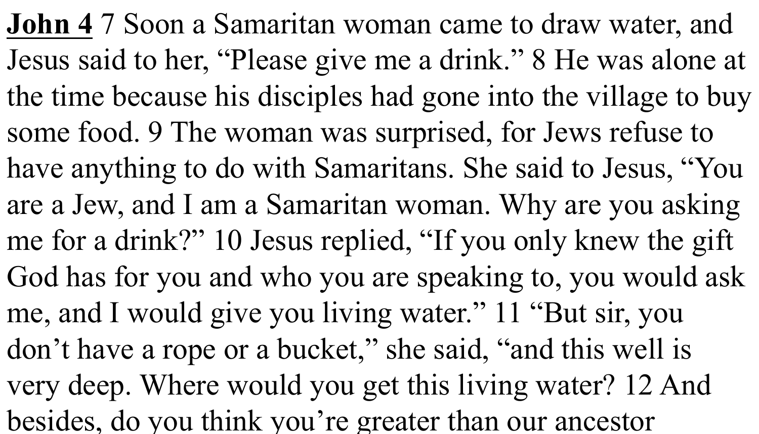**<u>John 4</u>** 7 Soon a Samaritan woman came to draw water, and Jesus said to her, "Please give me a drink." 8 He was alone at the time because his disciples had gone into the village to buy some food. 9 The woman was surprised, for Jews refuse to have anything to do with Samaritans. She said to Jesus, "You are a Jew, and I am a Samaritan woman. Why are you asking me for a drink?" 10 Jesus replied, "If you only knew the gift God has for you and who you are speaking to, you would ask me, and I would give you living water." 11 "But sir, you don't have a rope or a bucket," she said, "and this well is very deep. Where would you get this living water? 12 And besides, do you think you're greater than our ancestor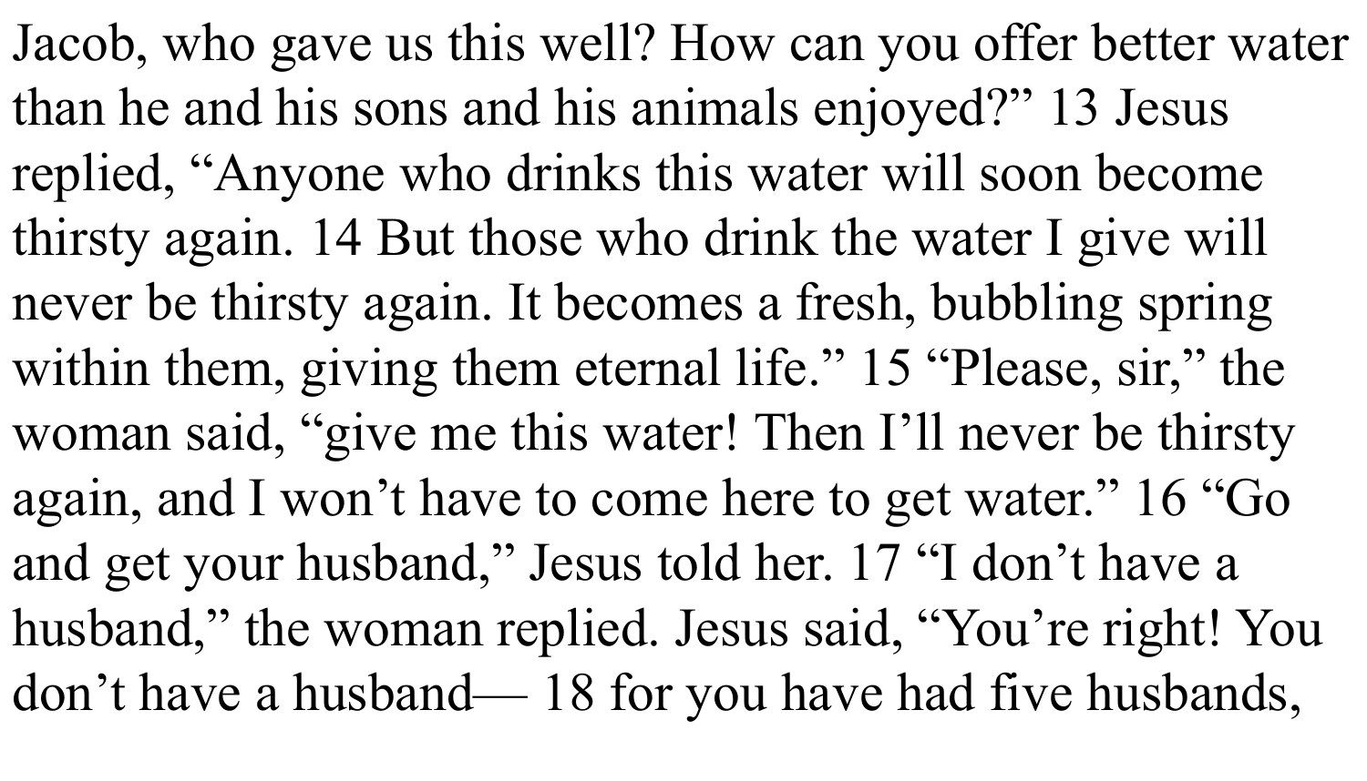Jacob, who gave us this well? How can you offer better water than he and his sons and his animals enjoyed?” 13 Jesus replied, “Anyone who drinks this water will soon become thirsty again. 14 But those who drink the water I give will never be thirsty again. It becomes a fresh, bubbling spring within them, giving them eternal life.” 15 “Please, sir,” the woman said, “give me this water! Then I’ll never be thirsty again, and I won’t have to come here to get water.” 16 “Go and get your husband,” Jesus told her. 17 “I don’t have a husband,” the woman replied. Jesus said, “You’re right! You don’t have a husband— 18 for you have had five husbands,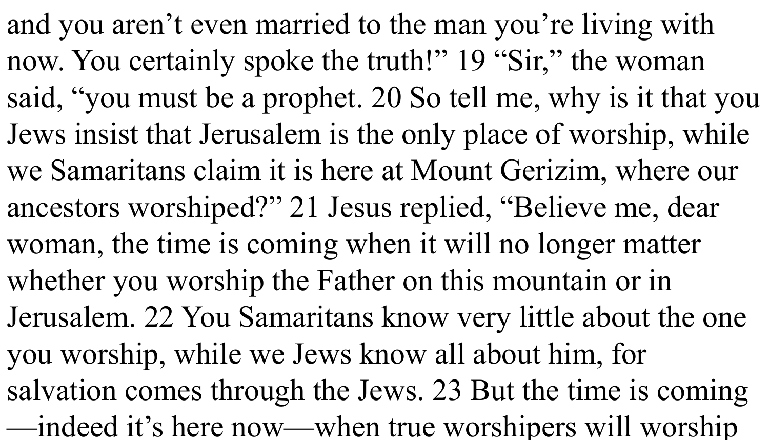and you aren't even married to the man you're living with now. You certainly spoke the truth!" 19 "Sir," the woman said, "you must be a prophet. 20 So tell me, why is it that you Jews insist that Jerusalem is the only place of worship, while we Samaritans claim it is here at Mount Gerizim, where our ancestors worshiped?" 21 Jesus replied, "Believe me, dear woman, the time is coming when it will no longer matter whether you worship the Father on this mountain or in Jerusalem. 22 You Samaritans know very little about the one you worship, while we Jews know all about him, for salvation comes through the Jews. 23 But the time is coming —indeed it's here now—when true worshipers will worship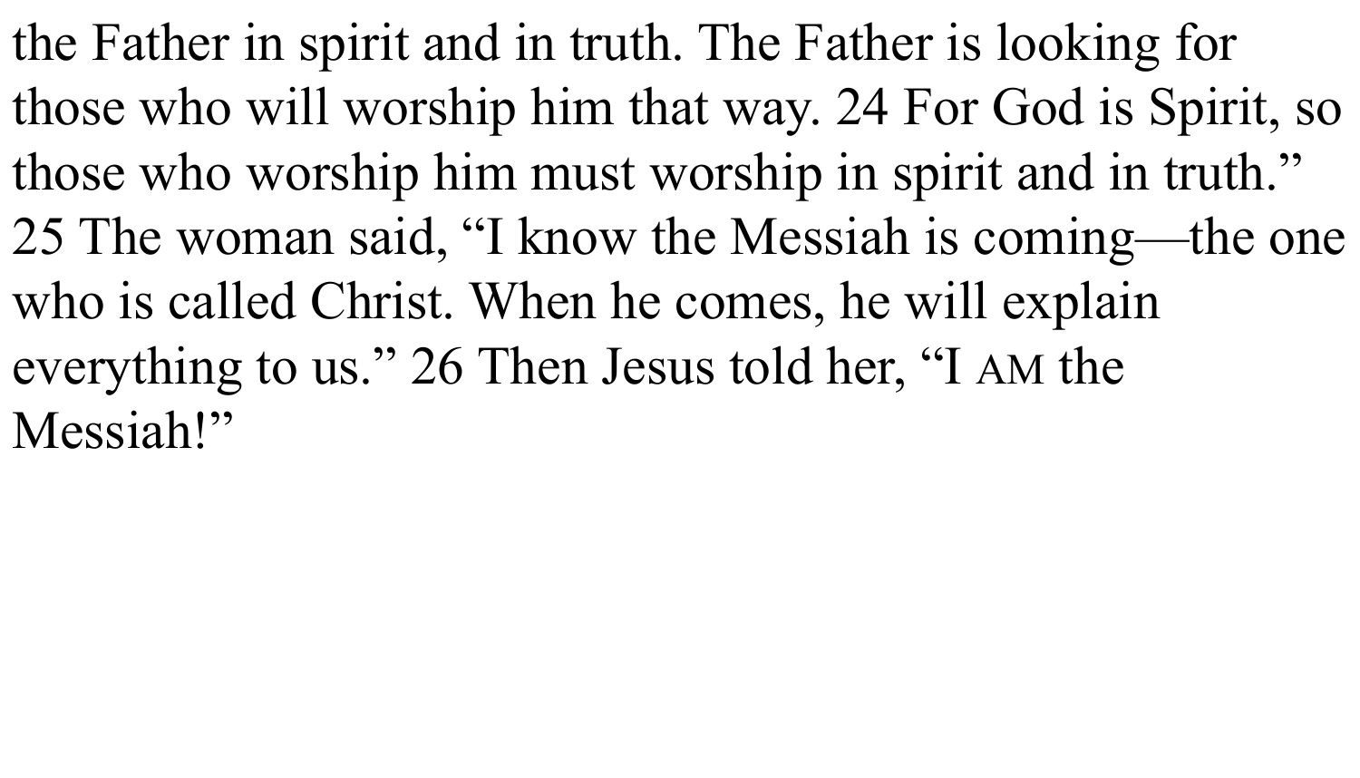the Father in spirit and in truth. The Father is looking for those who will worship him that way. 24 For God is Spirit, so those who worship him must worship in spirit and in truth." 25 The woman said, "I know the Messiah is coming—the one who is called Christ. When he comes, he will explain everything to us." 26 Then Jesus told her, "I AM the Messiah!"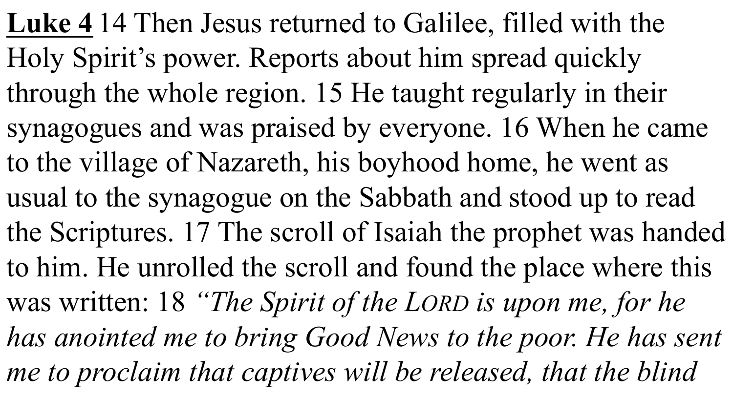**Luke 4** 14 Then Jesus returned to Galilee, filled with the Holy Spirit's power. Reports about him spread quickly through the whole region. 15 He taught regularly in their synagogues and was praised by everyone. 16 When he came to the village of Nazareth, his boyhood home, he went as usual to the synagogue on the Sabbath and stood up to read the Scriptures. 17 The scroll of Isaiah the prophet was handed to him. He unrolled the scroll and found the place where this was written: 18 *"The Spirit of the LORD is upon me, for he has anointed me to bring Good News to the poor. He has sent me to proclaim that captives will be released, that the blind*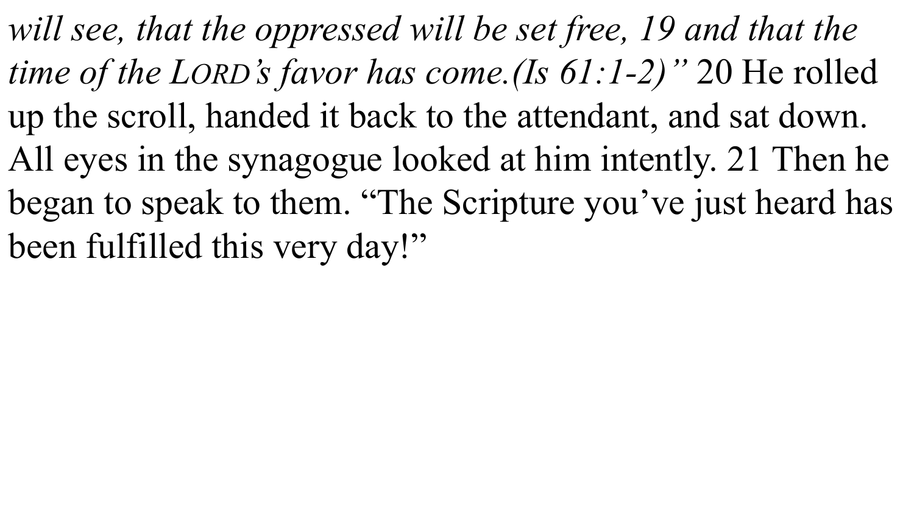*will see, that the oppressed will be set free, 19 and that the time of the LORD's favor has come.(Is 61:1-2)"* 20 He rolled up the scroll, handed it back to the attendant, and sat down. All eyes in the synagogue looked at him intently. 21 Then he began to speak to them. "The Scripture you've just heard has been fulfilled this very day!"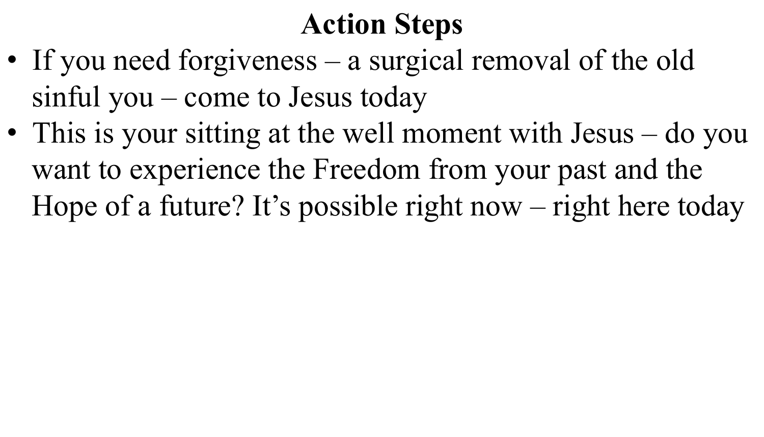# Action Steps

- If you need forgiveness – a surgical removal of the old sinful you – come to Jesus today
- This is your sitting at the well moment with Jesus – do you want to experience the Freedom from your past and the Hope of a future? It's possible right now – right here today